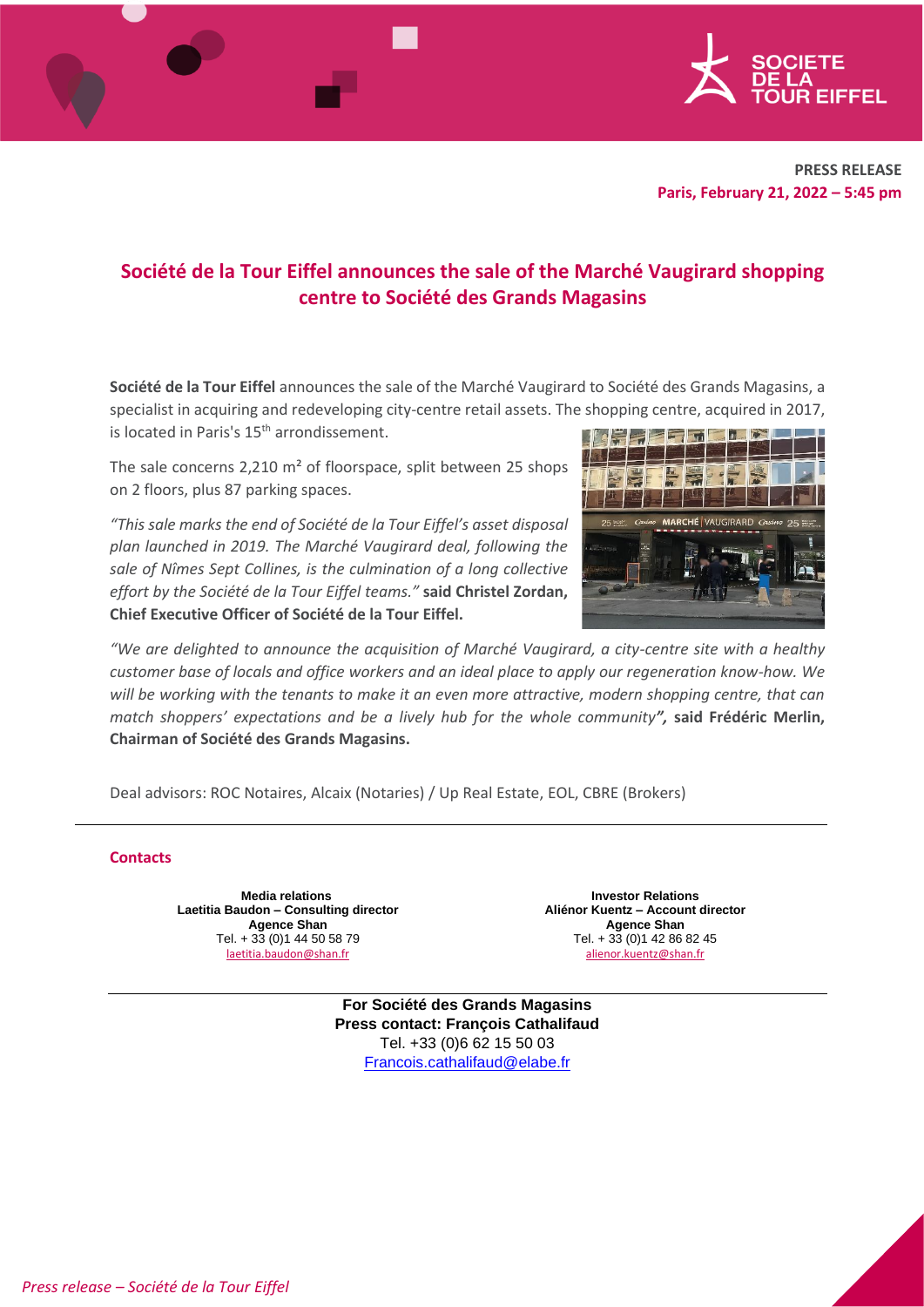**PRESS RELEASE**
**Paris, February 21, 2022 – 5:45 pm**

# Société de la Tour Eiffel announces the sale of the Marché Vaugirard shopping centre to Société des Grands Magasins

**Société de la Tour Eiffel** announces the sale of the Marché Vaugirard to Société des Grands Magasins, a specialist in acquiring and redeveloping city-centre retail assets. The shopping centre, acquired in 2017, is located in Paris's 15th arrondissement.

The sale concerns 2,210 m² of floorspace, split between 25 shops on 2 floors, plus 87 parking spaces.

*"This sale marks the end of Société de la Tour Eiffel's asset disposal plan launched in 2019. The Marché Vaugirard deal, following the sale of Nîmes Sept Collines, is the culmination of a long collective effort by the Société de la Tour Eiffel teams."* **said Christel Zordan, Chief Executive Officer of Société de la Tour Eiffel.**

*"We are delighted to announce the acquisition of Marché Vaugirard, a city-centre site with a healthy customer base of locals and office workers and an ideal place to apply our regeneration know-how. We will be working with the tenants to make it an even more attractive, modern shopping centre, that can match shoppers' expectations and be a lively hub for the whole community"***, said Frédéric Merlin, Chairman of Société des Grands Magasins.**

Deal advisors: ROC Notaires, Alcaix (Notaries) / Up Real Estate, EOL, CBRE (Brokers)

---

**Contacts**

**Media relations**
**Laetitia Baudon – Consulting director**
**Agence Shan**
Tel. + 33 (0)1 44 50 58 79
laetitia.baudon@shan.fr

**Investor Relations**
**Aliénor Kuentz – Account director**
**Agence Shan**
Tel. + 33 (0)1 42 86 82 45
alienor.kuentz@shan.fr

---

**For Société des Grands Magasins**
**Press contact: François Cathalifaud**
Tel. +33 (0)6 62 15 50 03
Francois.cathalifaud@elabe.fr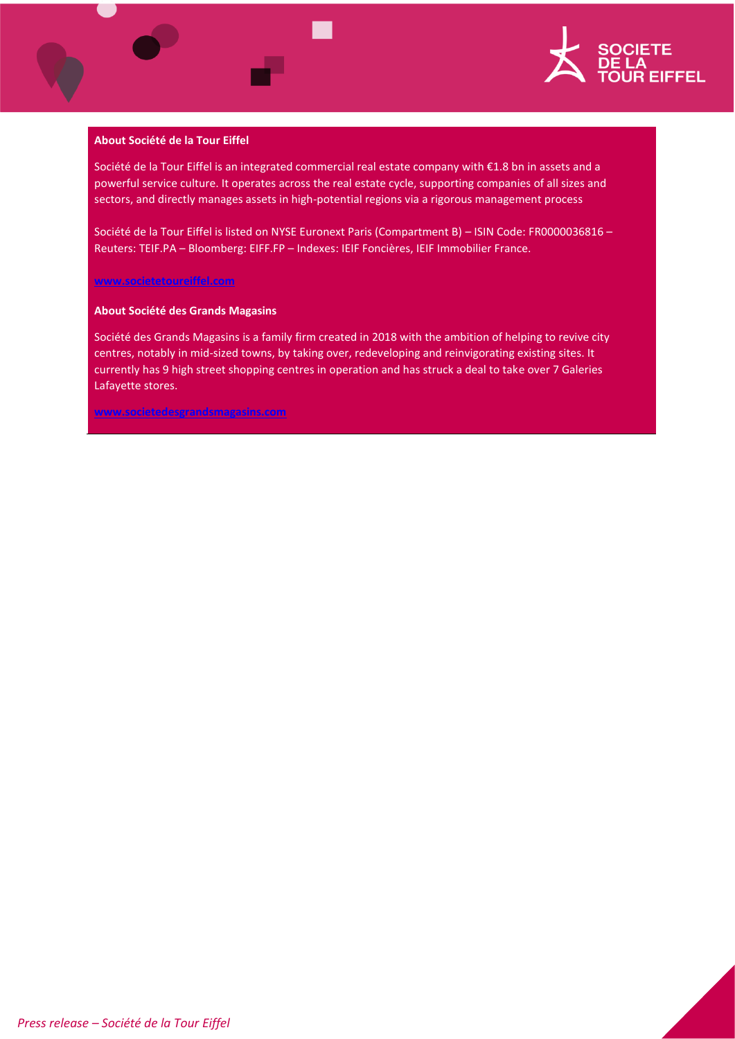**About Société de la Tour Eiffel**

Société de la Tour Eiffel is an integrated commercial real estate company with €1.8 bn in assets and a powerful service culture. It operates across the real estate cycle, supporting companies of all sizes and sectors, and directly manages assets in high-potential regions via a rigorous management process

Société de la Tour Eiffel is listed on NYSE Euronext Paris (Compartment B) – ISIN Code: FR0000036816 – Reuters: TEIF.PA – Bloomberg: EIFF.FP – Indexes: IEIF Foncières, IEIF Immobilier France.

www.societetoureiffel.com

**About Société des Grands Magasins**

Société des Grands Magasins is a family firm created in 2018 with the ambition of helping to revive city centres, notably in mid-sized towns, by taking over, redeveloping and reinvigorating existing sites. It currently has 9 high street shopping centres in operation and has struck a deal to take over 7 Galeries Lafayette stores.

www.societedesgrandsmagasins.com